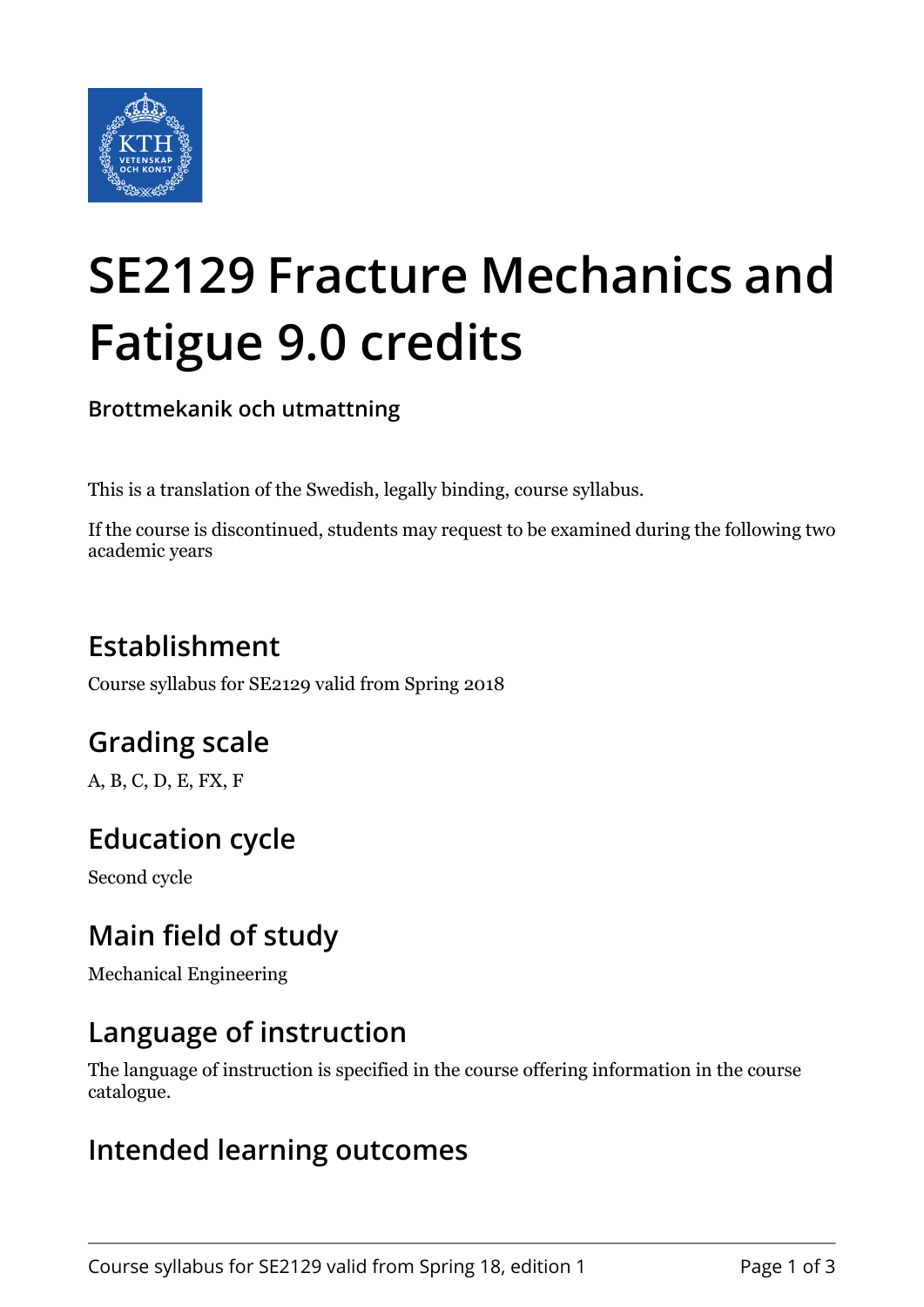# SE2129 Fracture Mechanics and Fatigue 9.0 credits

**Brottmekanik och utmattning**

This is a translation of the Swedish, legally binding, course syllabus.

If the course is discontinued, students may request to be examined during the following two academic years

## Establishment

Course syllabus for SE2129 valid from Spring 2018

## Grading scale

A, B, C, D, E, FX, F

## Education cycle

Second cycle

## Main field of study

Mechanical Engineering

## Language of instruction

The language of instruction is specified in the course offering information in the course catalogue.

## Intended learning outcomes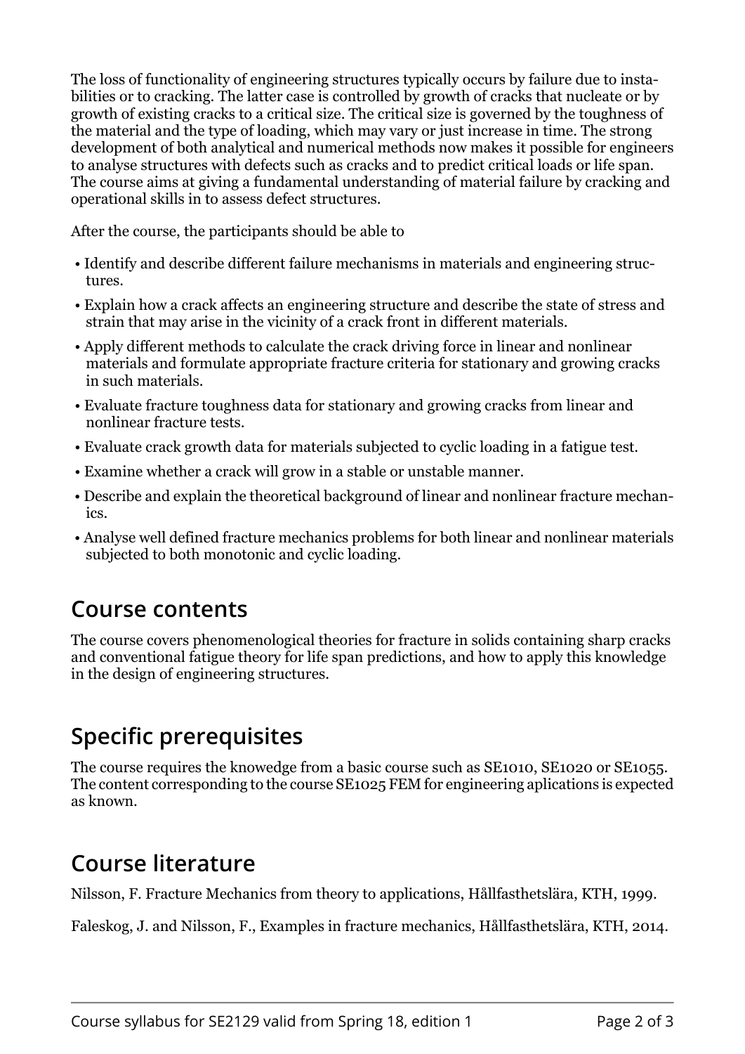The loss of functionality of engineering structures typically occurs by failure due to instabilities or to cracking. The latter case is controlled by growth of cracks that nucleate or by growth of existing cracks to a critical size. The critical size is governed by the toughness of the material and the type of loading, which may vary or just increase in time. The strong development of both analytical and numerical methods now makes it possible for engineers to analyse structures with defects such as cracks and to predict critical loads or life span. The course aims at giving a fundamental understanding of material failure by cracking and operational skills in to assess defect structures.

After the course, the participants should be able to

- Identify and describe different failure mechanisms in materials and engineering structures.
- Explain how a crack affects an engineering structure and describe the state of stress and strain that may arise in the vicinity of a crack front in different materials.
- Apply different methods to calculate the crack driving force in linear and nonlinear materials and formulate appropriate fracture criteria for stationary and growing cracks in such materials.
- Evaluate fracture toughness data for stationary and growing cracks from linear and nonlinear fracture tests.
- Evaluate crack growth data for materials subjected to cyclic loading in a fatigue test.
- Examine whether a crack will grow in a stable or unstable manner.
- Describe and explain the theoretical background of linear and nonlinear fracture mechanics.
- Analyse well defined fracture mechanics problems for both linear and nonlinear materials subjected to both monotonic and cyclic loading.

## Course contents

The course covers phenomenological theories for fracture in solids containing sharp cracks and conventional fatigue theory for life span predictions, and how to apply this knowledge in the design of engineering structures.

## Specific prerequisites

The course requires the knowedge from a basic course such as SE1010, SE1020 or SE1055. The content corresponding to the course SE1025 FEM for engineering aplications is expected as known.

## Course literature

Nilsson, F. Fracture Mechanics from theory to applications, Hållfasthetslära, KTH, 1999.

Faleskog, J. and Nilsson, F., Examples in fracture mechanics, Hållfasthetslära, KTH, 2014.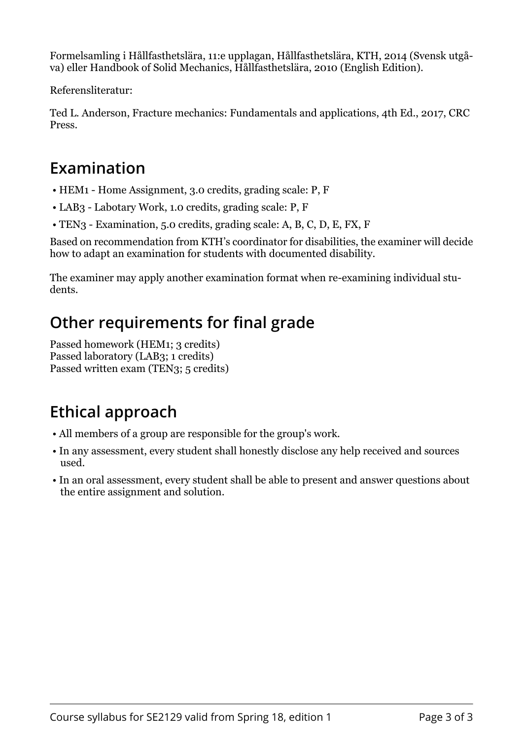Formelsamling i Hållfasthetslära, 11:e upplagan, Hållfasthetslära, KTH, 2014 (Svensk utgåva) eller Handbook of Solid Mechanics, Hållfasthetslära, 2010 (English Edition).

Referenslitteratur:

Ted L. Anderson, Fracture mechanics: Fundamentals and applications, 4th Ed., 2017, CRC Press.

## Examination

- HEM1 - Home Assignment, 3.0 credits, grading scale: P, F
- LAB3 - Labotary Work, 1.0 credits, grading scale: P, F
- TEN3 - Examination, 5.0 credits, grading scale: A, B, C, D, E, FX, F

Based on recommendation from KTH's coordinator for disabilities, the examiner will decide how to adapt an examination for students with documented disability.

The examiner may apply another examination format when re-examining individual students.

## Other requirements for final grade

Passed homework (HEM1; 3 credits)
Passed laboratory (LAB3; 1 credits)
Passed written exam (TEN3; 5 credits)

## Ethical approach

- All members of a group are responsible for the group's work.
- In any assessment, every student shall honestly disclose any help received and sources used.
- In an oral assessment, every student shall be able to present and answer questions about the entire assignment and solution.